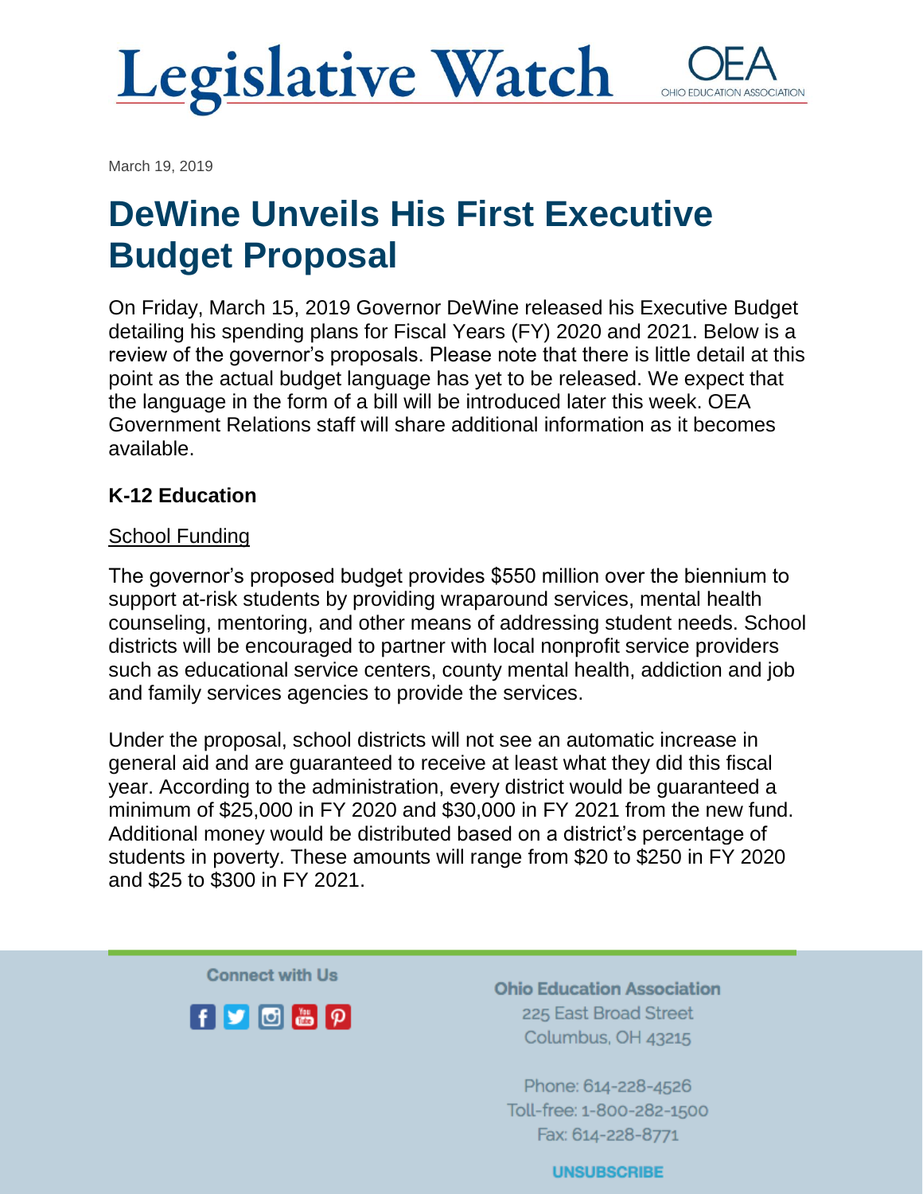# Legislative Watch

March 19, 2019

## DeWine Unveils His First Executive Budget Proposal

On Friday, March 15, 2019 Governor DeWine released his Executive Budget detailing his spending plans for Fiscal Years (FY) 2020 and 2021. Below is a review of the governor's proposals. Please note that there is little detail at this point as the actual budget language has yet to be released. We expect that the language in the form of a bill will be introduced later this week. OEA Government Relations staff will share additional information as it becomes available.

### K-12 Education

School Funding

The governor's proposed budget provides $550 million over the biennium to support at-risk students by providing wraparound services, mental health counseling, mentoring, and other means of addressing student needs. School districts will be encouraged to partner with local nonprofit service providers such as educational service centers, county mental health, addiction and job and family services agencies to provide the services.

Under the proposal, school districts will not see an automatic increase in general aid and are guaranteed to receive at least what they did this fiscal year. According to the administration, every district would be guaranteed a minimum of $25,000 in FY 2020 and $30,000 in FY 2021 from the new fund. Additional money would be distributed based on a district's percentage of students in poverty. These amounts will range from $20 to $250 in FY 2020 and $25 to $300 in FY 2021.

Connect with Us

**Ohio Education Association**
225 East Broad Street
Columbus, OH 43215

Phone: 614-228-4526
Toll-free: 1-800-282-1500
Fax: 614-228-8771

UNSUBSCRIBE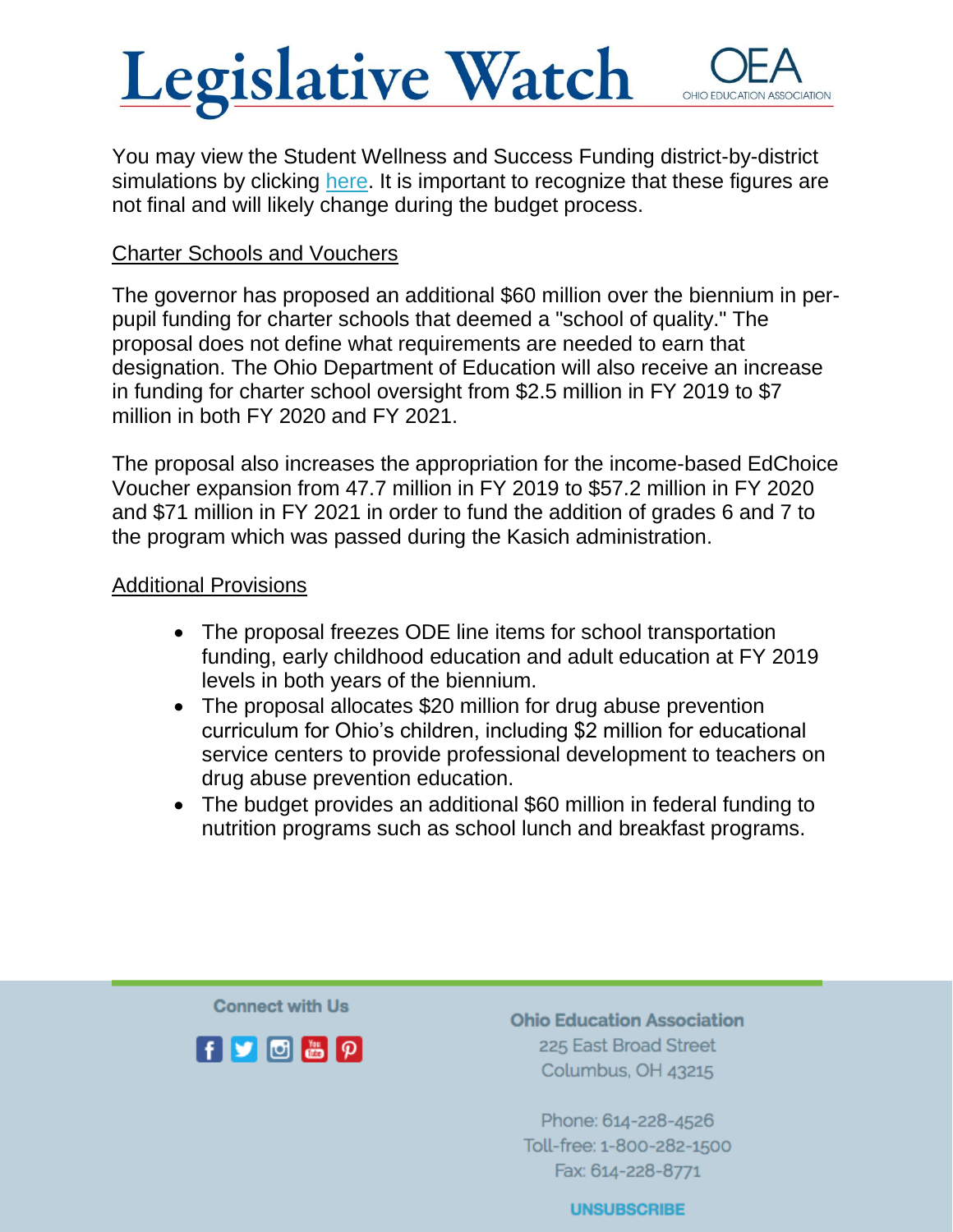You may view the Student Wellness and Success Funding district-by-district simulations by clicking here. It is important to recognize that these figures are not final and will likely change during the budget process.

## Charter Schools and Vouchers

The governor has proposed an additional $60 million over the biennium in per-pupil funding for charter schools that deemed a "school of quality." The proposal does not define what requirements are needed to earn that designation. The Ohio Department of Education will also receive an increase in funding for charter school oversight from $2.5 million in FY 2019 to $7 million in both FY 2020 and FY 2021.

The proposal also increases the appropriation for the income-based EdChoice Voucher expansion from 47.7 million in FY 2019 to $57.2 million in FY 2020 and $71 million in FY 2021 in order to fund the addition of grades 6 and 7 to the program which was passed during the Kasich administration.

## Additional Provisions

- The proposal freezes ODE line items for school transportation funding, early childhood education and adult education at FY 2019 levels in both years of the biennium.
- The proposal allocates $20 million for drug abuse prevention curriculum for Ohio's children, including $2 million for educational service centers to provide professional development to teachers on drug abuse prevention education.
- The budget provides an additional $60 million in federal funding to nutrition programs such as school lunch and breakfast programs.

Connect with Us

**Ohio Education Association**
225 East Broad Street
Columbus, OH 43215

Phone: 614-228-4526
Toll-free: 1-800-282-1500
Fax: 614-228-8771

UNSUBSCRIBE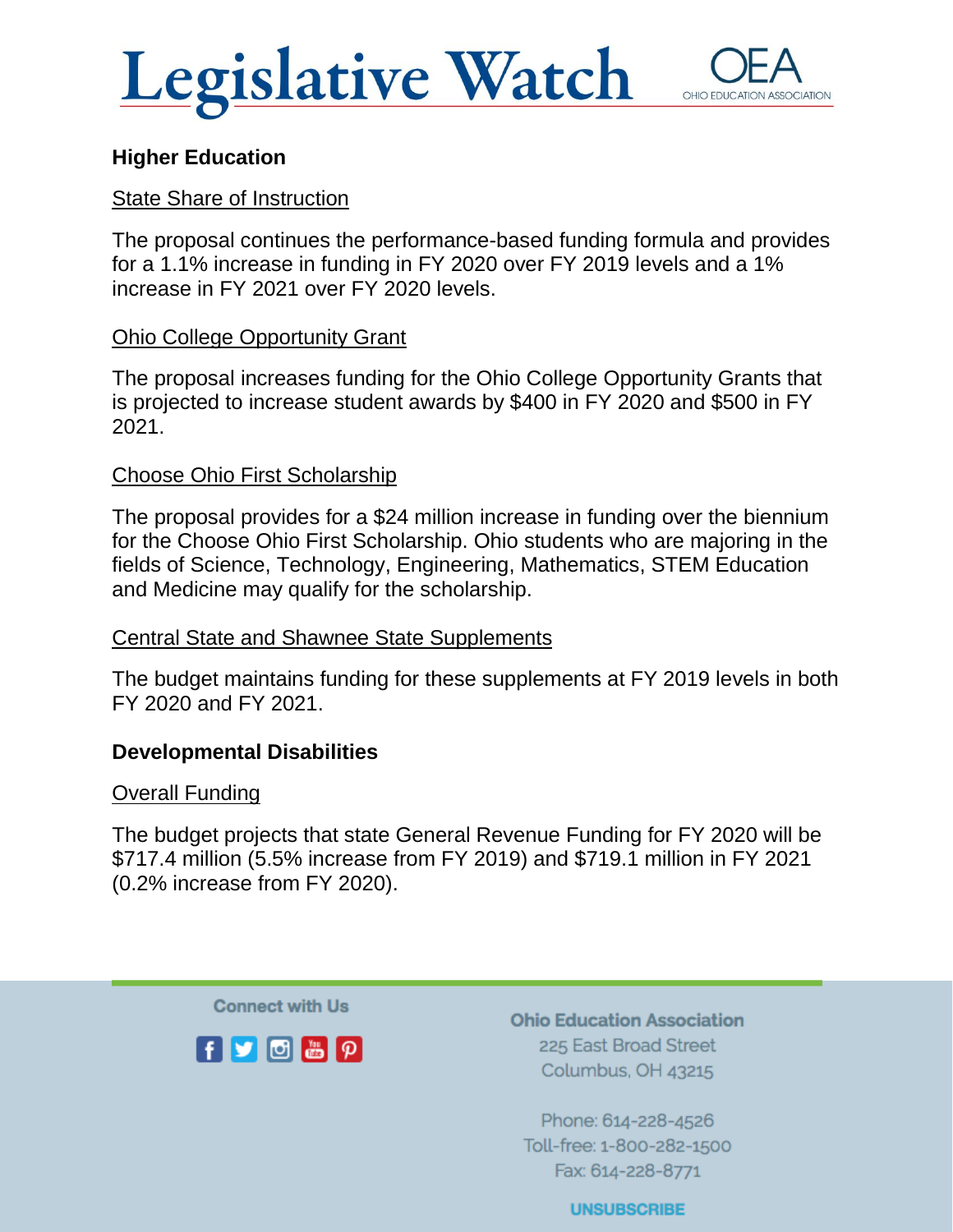## Higher Education

State Share of Instruction

The proposal continues the performance-based funding formula and provides for a 1.1% increase in funding in FY 2020 over FY 2019 levels and a 1% increase in FY 2021 over FY 2020 levels.

Ohio College Opportunity Grant

The proposal increases funding for the Ohio College Opportunity Grants that is projected to increase student awards by $400 in FY 2020 and $500 in FY 2021.

Choose Ohio First Scholarship

The proposal provides for a $24 million increase in funding over the biennium for the Choose Ohio First Scholarship. Ohio students who are majoring in the fields of Science, Technology, Engineering, Mathematics, STEM Education and Medicine may qualify for the scholarship.

Central State and Shawnee State Supplements

The budget maintains funding for these supplements at FY 2019 levels in both FY 2020 and FY 2021.

## Developmental Disabilities

Overall Funding

The budget projects that state General Revenue Funding for FY 2020 will be $717.4 million (5.5% increase from FY 2019) and $719.1 million in FY 2021 (0.2% increase from FY 2020).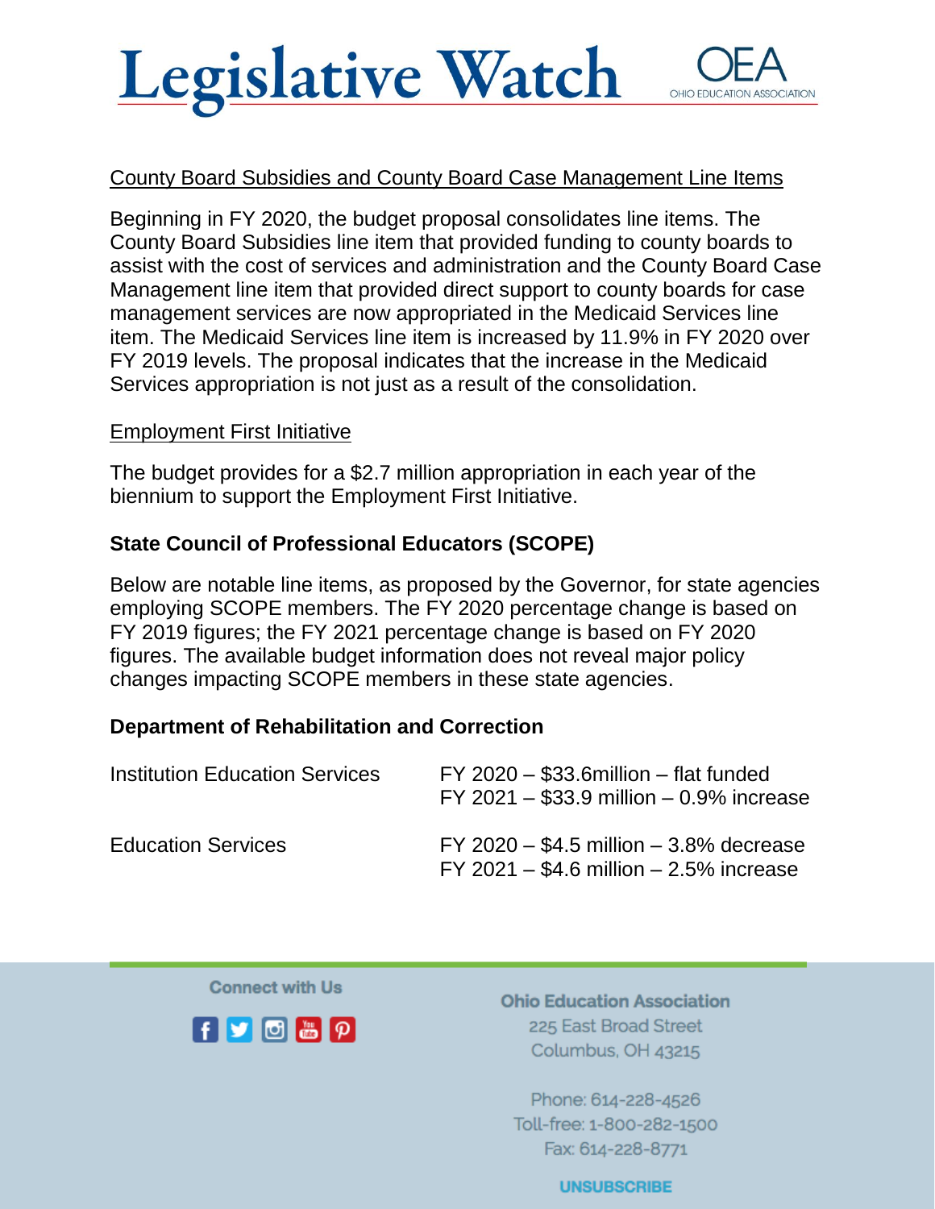County Board Subsidies and County Board Case Management Line Items

Beginning in FY 2020, the budget proposal consolidates line items. The County Board Subsidies line item that provided funding to county boards to assist with the cost of services and administration and the County Board Case Management line item that provided direct support to county boards for case management services are now appropriated in the Medicaid Services line item. The Medicaid Services line item is increased by 11.9% in FY 2020 over FY 2019 levels. The proposal indicates that the increase in the Medicaid Services appropriation is not just as a result of the consolidation.

Employment First Initiative

The budget provides for a $2.7 million appropriation in each year of the biennium to support the Employment First Initiative.

### State Council of Professional Educators (SCOPE)

Below are notable line items, as proposed by the Governor, for state agencies employing SCOPE members. The FY 2020 percentage change is based on FY 2019 figures; the FY 2021 percentage change is based on FY 2020 figures. The available budget information does not reveal major policy changes impacting SCOPE members in these state agencies.

### Department of Rehabilitation and Correction

| Line Item | Funding |
|---|---|
| Institution Education Services | FY 2020 – $33.6million – flat funded<br>FY 2021 – $33.9 million – 0.9% increase |
| Education Services | FY 2020 – $4.5 million – 3.8% decrease<br>FY 2021 – $4.6 million – 2.5% increase |

Connect with Us

**Ohio Education Association**
225 East Broad Street
Columbus, OH 43215

Phone: 614-228-4526
Toll-free: 1-800-282-1500
Fax: 614-228-8771

UNSUBSCRIBE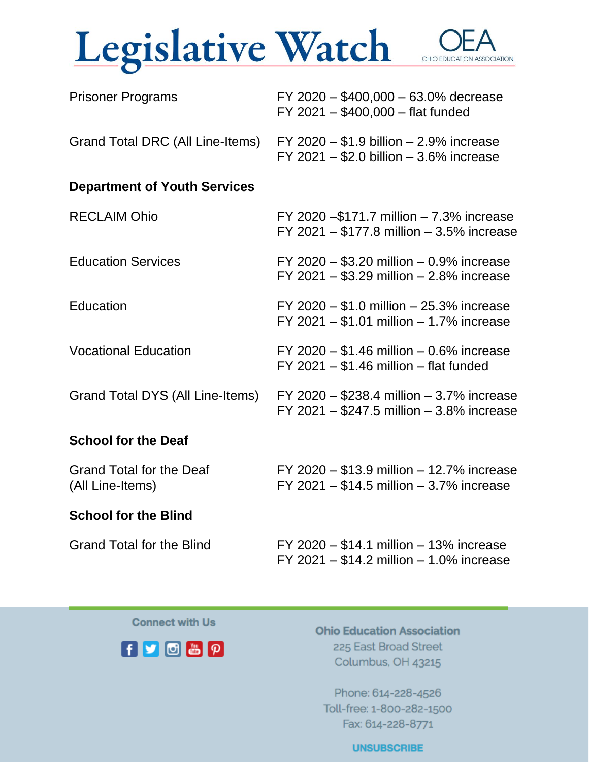| | |
|---|---|
| Prisoner Programs | FY 2020 – $400,000 – 63.0% decrease<br>FY 2021 – $400,000 – flat funded |
| Grand Total DRC (All Line-Items) | FY 2020 – $1.9 billion – 2.9% increase<br>FY 2021 – $2.0 billion – 3.6% increase |

**Department of Youth Services**

| | |
|---|---|
| RECLAIM Ohio | FY 2020 –$171.7 million – 7.3% increase<br>FY 2021 – $177.8 million – 3.5% increase |
| Education Services | FY 2020 – $3.20 million – 0.9% increase<br>FY 2021 – $3.29 million – 2.8% increase |
| Education | FY 2020 – $1.0 million – 25.3% increase<br>FY 2021 – $1.01 million – 1.7% increase |
| Vocational Education | FY 2020 – $1.46 million – 0.6% increase<br>FY 2021 – $1.46 million – flat funded |
| Grand Total DYS (All Line-Items) | FY 2020 – $238.4 million – 3.7% increase<br>FY 2021 – $247.5 million – 3.8% increase |

**School for the Deaf**

| | |
|---|---|
| Grand Total for the Deaf (All Line-Items) | FY 2020 – $13.9 million – 12.7% increase<br>FY 2021 – $14.5 million – 3.7% increase |

**School for the Blind**

| | |
|---|---|
| Grand Total for the Blind | FY 2020 – $14.1 million – 13% increase<br>FY 2021 – $14.2 million – 1.0% increase |

Connect with Us

**Ohio Education Association**
225 East Broad Street
Columbus, OH 43215

Phone: 614-228-4526
Toll-free: 1-800-282-1500
Fax: 614-228-8771

UNSUBSCRIBE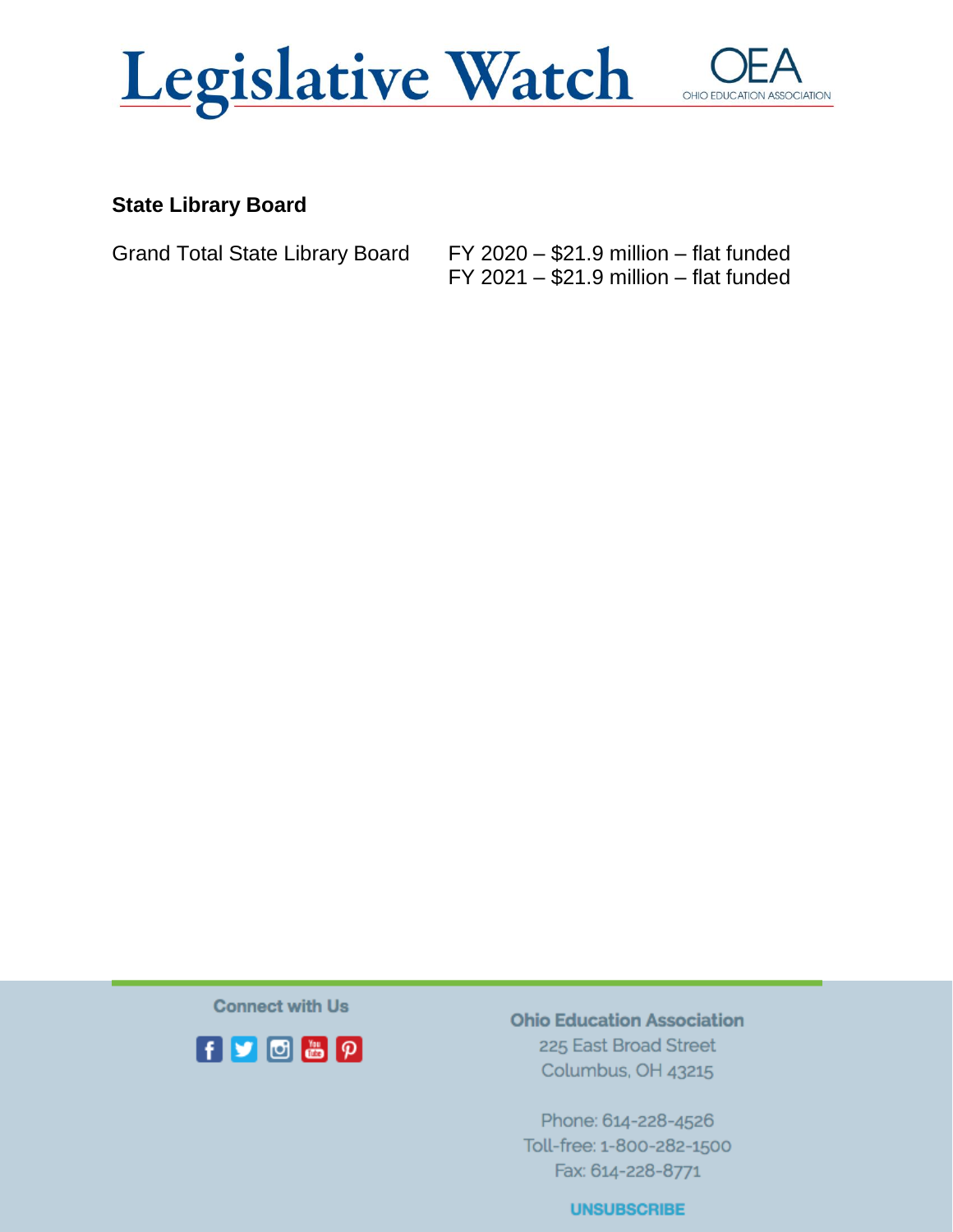**State Library Board**

| | |
|---|---|
| Grand Total State Library Board | FY 2020 – $21.9 million – flat funded<br>FY 2021 – $21.9 million – flat funded |

Connect with Us

**Ohio Education Association**
225 East Broad Street
Columbus, OH 43215

Phone: 614-228-4526
Toll-free: 1-800-282-1500
Fax: 614-228-8771

UNSUBSCRIBE